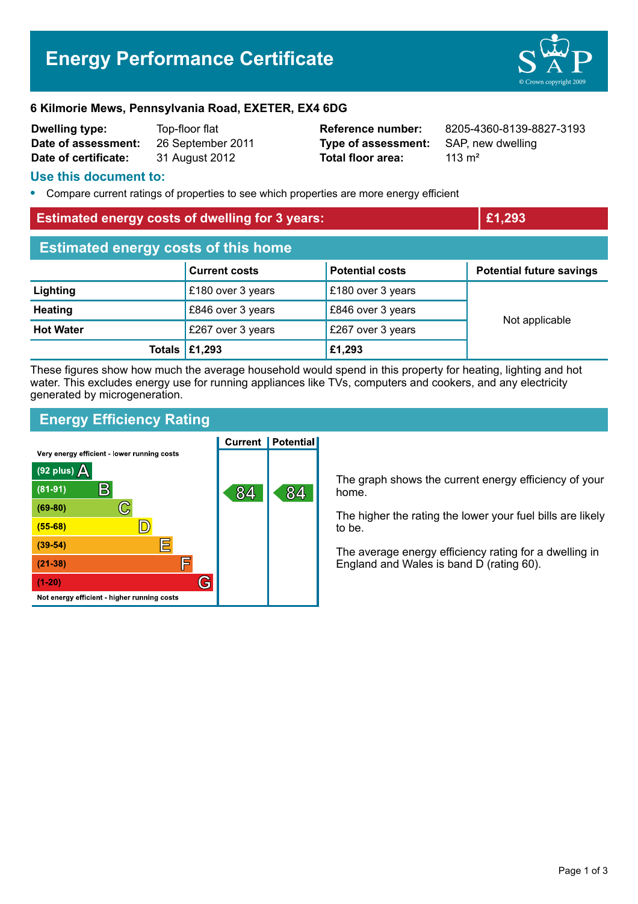# Energy Performance Certificate

**6 Kilmorie Mews, Pennsylvania Road, EXETER, EX4 6DG**

| | | | |
|---|---|---|---|
| **Dwelling type:** | Top-floor flat | **Reference number:** | 8205-4360-8139-8827-3193 |
| **Date of assessment:** | 26 September 2011 | **Type of assessment:** | SAP, new dwelling |
| **Date of certificate:** | 31 August 2012 | **Total floor area:** | 113 m² |

## Use this document to:

- Compare current ratings of properties to see which properties are more energy efficient

**Estimated energy costs of dwelling for 3 years: £1,293**

## Estimated energy costs of this home

| | Current costs | Potential costs | Potential future savings |
|---|---|---|---|
| **Lighting** | £180 over 3 years | £180 over 3 years | Not applicable |
| **Heating** | £846 over 3 years | £846 over 3 years | |
| **Hot Water** | £267 over 3 years | £267 over 3 years | |
| **Totals** | **£1,293** | **£1,293** | |

These figures show how much the average household would spend in this property for heating, lighting and hot water. This excludes energy use for running appliances like TVs, computers and cookers, and any electricity generated by microgeneration.

## Energy Efficiency Rating

| Rating | Current | Potential |
|---|---|---|
| Very energy efficient - lower running costs | | |
| (92 plus) A | | |
| (81-91) B | 84 | 84 |
| (69-80) C | | |
| (55-68) D | | |
| (39-54) E | | |
| (21-38) F | | |
| (1-20) G | | |
| Not energy efficient - higher running costs | | |

The graph shows the current energy efficiency of your home.

The higher the rating the lower your fuel bills are likely to be.

The average energy efficiency rating for a dwelling in England and Wales is band D (rating 60).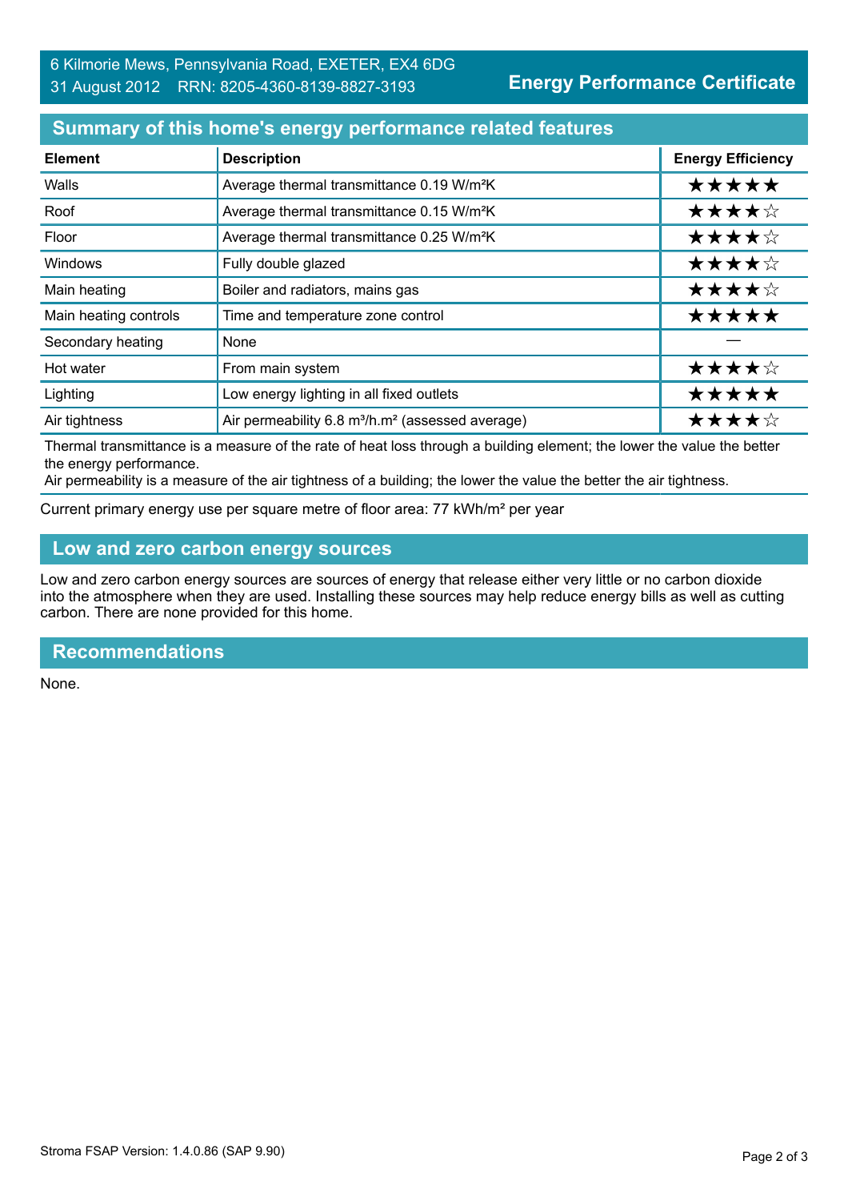6 Kilmorie Mews, Pennsylvania Road, EXETER, EX4 6DG
31 August 2012 RRN: 8205-4360-8139-8827-3193

**Energy Performance Certificate**

## Summary of this home's energy performance related features

| Element | Description | Energy Efficiency |
|---|---|---|
| Walls | Average thermal transmittance 0.19 W/m²K | ★★★★★ |
| Roof | Average thermal transmittance 0.15 W/m²K | ★★★★☆ |
| Floor | Average thermal transmittance 0.25 W/m²K | ★★★★☆ |
| Windows | Fully double glazed | ★★★★☆ |
| Main heating | Boiler and radiators, mains gas | ★★★★☆ |
| Main heating controls | Time and temperature zone control | ★★★★★ |
| Secondary heating | None | — |
| Hot water | From main system | ★★★★☆ |
| Lighting | Low energy lighting in all fixed outlets | ★★★★★ |
| Air tightness | Air permeability 6.8 m³/h.m² (assessed average) | ★★★★☆ |

Thermal transmittance is a measure of the rate of heat loss through a building element; the lower the value the better the energy performance.
Air permeability is a measure of the air tightness of a building; the lower the value the better the air tightness.

Current primary energy use per square metre of floor area: 77 kWh/m² per year

## Low and zero carbon energy sources

Low and zero carbon energy sources are sources of energy that release either very little or no carbon dioxide into the atmosphere when they are used. Installing these sources may help reduce energy bills as well as cutting carbon. There are none provided for this home.

## Recommendations

None.

Stroma FSAP Version: 1.4.0.86 (SAP 9.90)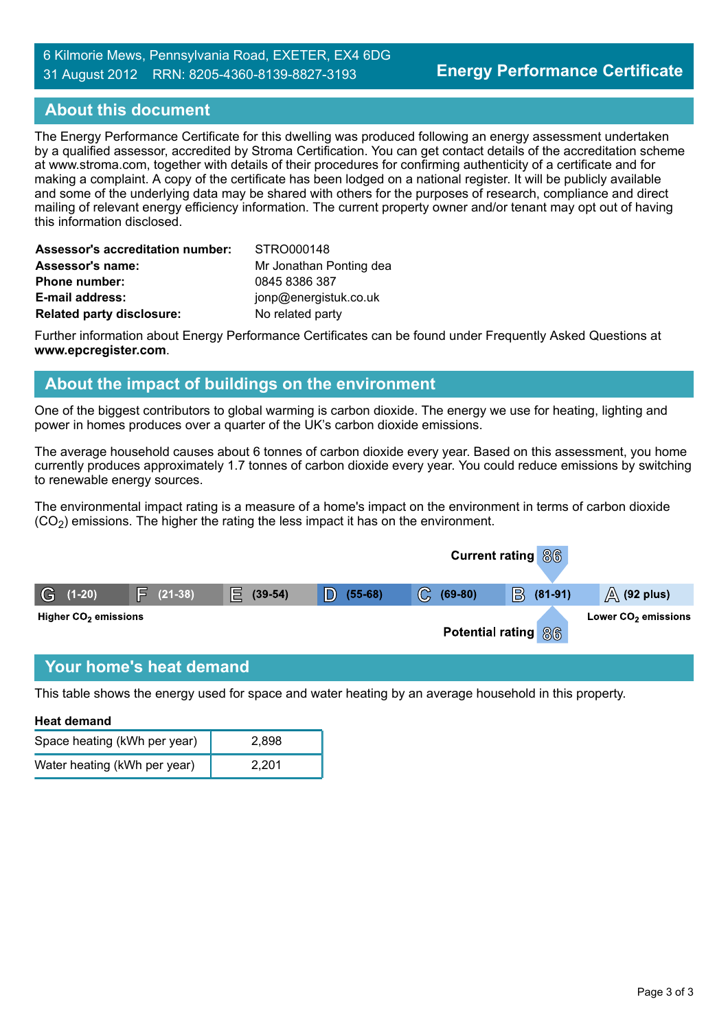6 Kilmorie Mews, Pennsylvania Road, EXETER, EX4 6DG
31 August 2012 RRN: 8205-4360-8139-8827-3193

**Energy Performance Certificate**

## About this document

The Energy Performance Certificate for this dwelling was produced following an energy assessment undertaken by a qualified assessor, accredited by Stroma Certification. You can get contact details of the accreditation scheme at www.stroma.com, together with details of their procedures for confirming authenticity of a certificate and for making a complaint. A copy of the certificate has been lodged on a national register. It will be publicly available and some of the underlying data may be shared with others for the purposes of research, compliance and direct mailing of relevant energy efficiency information. The current property owner and/or tenant may opt out of having this information disclosed.

| | |
|---|---|
| **Assessor's accreditation number:** | STRO000148 |
| **Assessor's name:** | Mr Jonathan Ponting dea |
| **Phone number:** | 0845 8386 387 |
| **E-mail address:** | jonp@energistuk.co.uk |
| **Related party disclosure:** | No related party |

Further information about Energy Performance Certificates can be found under Frequently Asked Questions at **www.epcregister.com**.

## About the impact of buildings on the environment

One of the biggest contributors to global warming is carbon dioxide. The energy we use for heating, lighting and power in homes produces over a quarter of the UK's carbon dioxide emissions.

The average household causes about 6 tonnes of carbon dioxide every year. Based on this assessment, you home currently produces approximately 1.7 tonnes of carbon dioxide every year. You could reduce emissions by switching to renewable energy sources.

The environmental impact rating is a measure of a home's impact on the environment in terms of carbon dioxide ($CO_2$) emissions. The higher the rating the less impact it has on the environment.

Current rating 86

G (1-20) F (21-38) E (39-54) D (55-68) C (69-80) B (81-91) A (92 plus)

Higher $CO_2$ emissions

Lower $CO_2$ emissions

Potential rating 86

## Your home's heat demand

This table shows the energy used for space and water heating by an average household in this property.

**Heat demand**

| | |
|---|---|
| Space heating (kWh per year) | 2,898 |
| Water heating (kWh per year) | 2,201 |